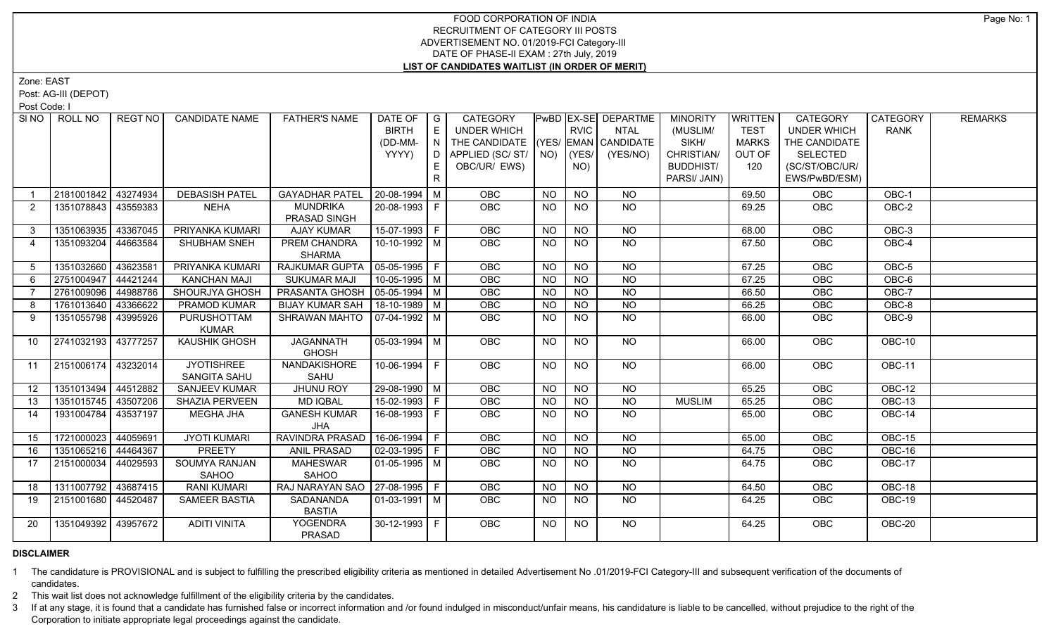# FOOD CORPORATION OF INDIA
## RECRUITMENT OF CATEGORY III POSTS
## ADVERTISEMENT NO. 01/2019-FCI Category-III
## DATE OF PHASE-II EXAM : 27th July, 2019
## LIST OF CANDIDATES WAITLIST (IN ORDER OF MERIT)

Zone: EAST

Post: AG-III (DEPOT)

Post Code: I

| Sl NO | ROLL NO | REGT NO | CANDIDATE NAME | FATHER'S NAME | DATE OF BIRTH (DD-MM-YYYY) | GENDER | CATEGORY UNDER WHICH THE CANDIDATE APPLIED (SC/ ST/ OBC/UR/ EWS) | PwBD (YES/ NO) | EX-SERVICEMAN (YES/ NO) | DEPARTMENTAL CANDIDATE (YES/NO) | MINORITY (MUSLIM/ SIKH/ CHRISTIAN/ BUDDHIST/ PARSI/ JAIN) | WRITTEN TEST MARKS OUT OF 120 | CATEGORY UNDER WHICH THE CANDIDATE SELECTED (SC/ST/OBC/UR/ EWS/PwBD/ESM) | CATEGORY RANK | REMARKS |
|---|---|---|---|---|---|---|---|---|---|---|---|---|---|---|---|
| 1 | 2181001842 | 43274934 | DEBASISH PATEL | GAYADHAR PATEL | 20-08-1994 | M | OBC | NO | NO | NO | | 69.50 | OBC | OBC-1 | |
| 2 | 1351078843 | 43559383 | NEHA | MUNDRIKA PRASAD SINGH | 20-08-1993 | F | OBC | NO | NO | NO | | 69.25 | OBC | OBC-2 | |
| 3 | 1351063935 | 43367045 | PRIYANKA KUMARI | AJAY KUMAR | 15-07-1993 | F | OBC | NO | NO | NO | | 68.00 | OBC | OBC-3 | |
| 4 | 1351093204 | 44663584 | SHUBHAM SNEH | PREM CHANDRA SHARMA | 10-10-1992 | M | OBC | NO | NO | NO | | 67.50 | OBC | OBC-4 | |
| 5 | 1351032660 | 43623581 | PRIYANKA KUMARI | RAJKUMAR GUPTA | 05-05-1995 | F | OBC | NO | NO | NO | | 67.25 | OBC | OBC-5 | |
| 6 | 2751004947 | 44421244 | KANCHAN MAJI | SUKUMAR MAJI | 10-05-1995 | M | OBC | NO | NO | NO | | 67.25 | OBC | OBC-6 | |
| 7 | 2761009096 | 44988786 | SHOURJYA GHOSH | PRASANTA GHOSH | 05-05-1994 | M | OBC | NO | NO | NO | | 66.50 | OBC | OBC-7 | |
| 8 | 1761013640 | 43366622 | PRAMOD KUMAR | BIJAY KUMAR SAH | 18-10-1989 | M | OBC | NO | NO | NO | | 66.25 | OBC | OBC-8 | |
| 9 | 1351055798 | 43995926 | PURUSHOTTAM KUMAR | SHRAWAN MAHTO | 07-04-1992 | M | OBC | NO | NO | NO | | 66.00 | OBC | OBC-9 | |
| 10 | 2741032193 | 43777257 | KAUSHIK GHOSH | JAGANNATH GHOSH | 05-03-1994 | M | OBC | NO | NO | NO | | 66.00 | OBC | OBC-10 | |
| 11 | 2151006174 | 43232014 | JYOTISHREE SANGITA SAHU | NANDAKISHORE SAHU | 10-06-1994 | F | OBC | NO | NO | NO | | 66.00 | OBC | OBC-11 | |
| 12 | 1351013494 | 44512882 | SANJEEV KUMAR | JHUNU ROY | 29-08-1990 | M | OBC | NO | NO | NO | | 65.25 | OBC | OBC-12 | |
| 13 | 1351015745 | 43507206 | SHAZIA PERVEEN | MD IQBAL | 15-02-1993 | F | OBC | NO | NO | NO | MUSLIM | 65.25 | OBC | OBC-13 | |
| 14 | 1931004784 | 43537197 | MEGHA JHA | GANESH KUMAR JHA | 16-08-1993 | F | OBC | NO | NO | NO | | 65.00 | OBC | OBC-14 | |
| 15 | 1721000023 | 44059691 | JYOTI KUMARI | RAVINDRA PRASAD | 16-06-1994 | F | OBC | NO | NO | NO | | 65.00 | OBC | OBC-15 | |
| 16 | 1351065216 | 44464367 | PREETY | ANIL PRASAD | 02-03-1995 | F | OBC | NO | NO | NO | | 64.75 | OBC | OBC-16 | |
| 17 | 2151000034 | 44029593 | SOUMYA RANJAN SAHOO | MAHESWAR SAHOO | 01-05-1995 | M | OBC | NO | NO | NO | | 64.75 | OBC | OBC-17 | |
| 18 | 1311007792 | 43687415 | RANI KUMARI | RAJ NARAYAN SAO | 27-08-1995 | F | OBC | NO | NO | NO | | 64.50 | OBC | OBC-18 | |
| 19 | 2151001680 | 44520487 | SAMEER BASTIA | SADANANDA BASTIA | 01-03-1991 | M | OBC | NO | NO | NO | | 64.25 | OBC | OBC-19 | |
| 20 | 1351049392 | 43957672 | ADITI VINITA | YOGENDRA PRASAD | 30-12-1993 | F | OBC | NO | NO | NO | | 64.25 | OBC | OBC-20 | |

**DISCLAIMER**

1 The candidature is PROVISIONAL and is subject to fulfilling the prescribed eligibility criteria as mentioned in detailed Advertisement No .01/2019-FCI Category-III and subsequent verification of the documents of candidates.

2 This wait list does not acknowledge fulfillment of the eligibility criteria by the candidates.

3 If at any stage, it is found that a candidate has furnished false or incorrect information and /or found indulged in misconduct/unfair means, his candidature is liable to be cancelled, without prejudice to the right of the Corporation to initiate appropriate legal proceedings against the candidate.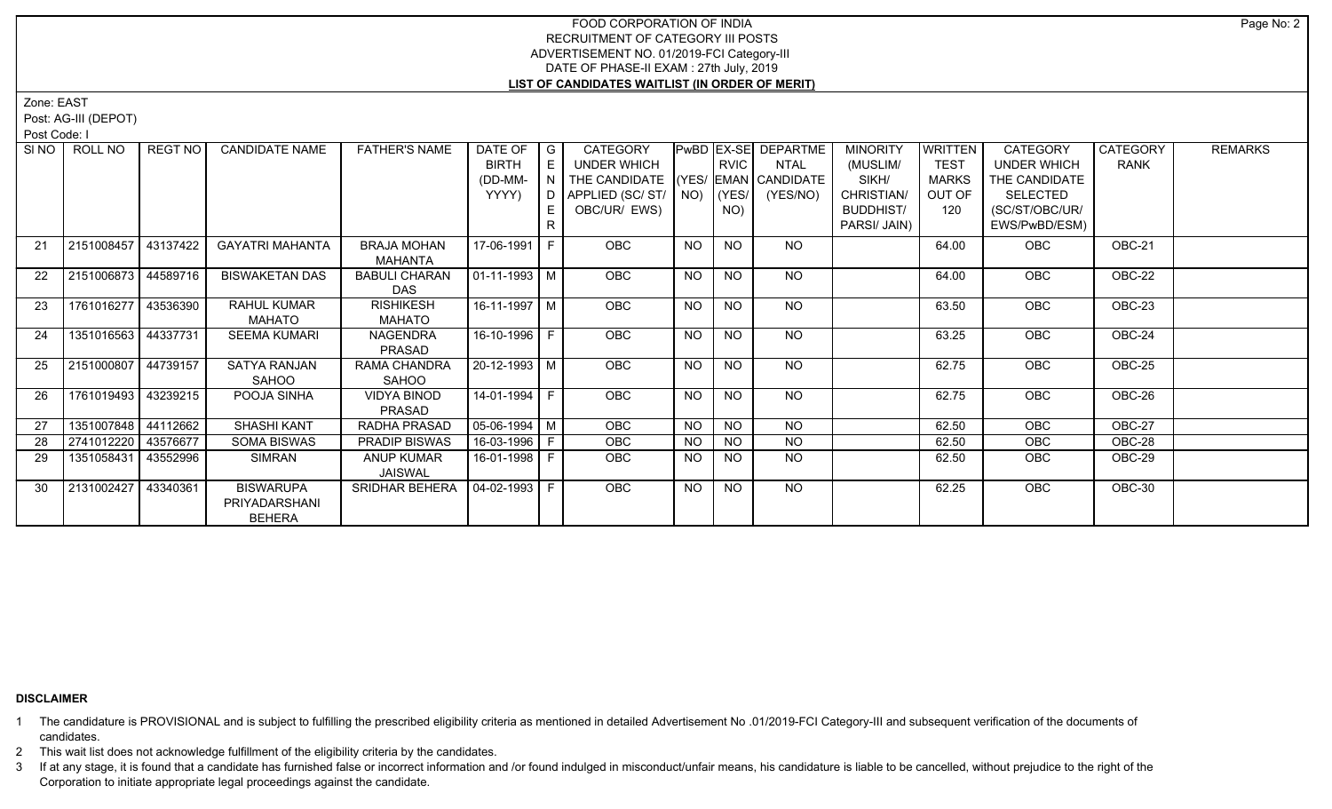# FOOD CORPORATION OF INDIA
## RECRUITMENT OF CATEGORY III POSTS
## ADVERTISEMENT NO. 01/2019-FCI Category-III
## DATE OF PHASE-II EXAM : 27th July, 2019
## LIST OF CANDIDATES WAITLIST (IN ORDER OF MERIT)

Zone: EAST

Post: AG-III (DEPOT)

Post Code: I

| Sl NO | ROLL NO | REGT NO | CANDIDATE NAME | FATHER'S NAME | DATE OF BIRTH (DD-MM-YYYY) | GENDER | CATEGORY UNDER WHICH THE CANDIDATE APPLIED (SC/ ST/ OBC/UR/ EWS) | PwBD (YES/ NO) | EX-SERVICEMAN (YES/ NO) | DEPARTMENTAL CANDIDATE (YES/NO) | MINORITY (MUSLIM/ SIKH/ CHRISTIAN/ BUDDHIST/ PARSI/ JAIN) | WRITTEN TEST MARKS OUT OF 120 | CATEGORY UNDER WHICH THE CANDIDATE SELECTED (SC/ST/OBC/UR/ EWS/PwBD/ESM) | CATEGORY RANK | REMARKS |
|---|---|---|---|---|---|---|---|---|---|---|---|---|---|---|---|
| 21 | 2151008457 | 43137422 | GAYATRI MAHANTA | BRAJA MOHAN MAHANTA | 17-06-1991 | F | OBC | NO | NO | NO | | 64.00 | OBC | OBC-21 | |
| 22 | 2151006873 | 44589716 | BISWAKETAN DAS | BABULI CHARAN DAS | 01-11-1993 | M | OBC | NO | NO | NO | | 64.00 | OBC | OBC-22 | |
| 23 | 1761016277 | 43536390 | RAHUL KUMAR MAHATO | RISHIKESH MAHATO | 16-11-1997 | M | OBC | NO | NO | NO | | 63.50 | OBC | OBC-23 | |
| 24 | 1351016563 | 44337731 | SEEMA KUMARI | NAGENDRA PRASAD | 16-10-1996 | F | OBC | NO | NO | NO | | 63.25 | OBC | OBC-24 | |
| 25 | 2151000807 | 44739157 | SATYA RANJAN SAHOO | RAMA CHANDRA SAHOO | 20-12-1993 | M | OBC | NO | NO | NO | | 62.75 | OBC | OBC-25 | |
| 26 | 1761019493 | 43239215 | POOJA SINHA | VIDYA BINOD PRASAD | 14-01-1994 | F | OBC | NO | NO | NO | | 62.75 | OBC | OBC-26 | |
| 27 | 1351007848 | 44112662 | SHASHI KANT | RADHA PRASAD | 05-06-1994 | M | OBC | NO | NO | NO | | 62.50 | OBC | OBC-27 | |
| 28 | 2741012220 | 43576677 | SOMA BISWAS | PRADIP BISWAS | 16-03-1996 | F | OBC | NO | NO | NO | | 62.50 | OBC | OBC-28 | |
| 29 | 1351058431 | 43552996 | SIMRAN | ANUP KUMAR JAISWAL | 16-01-1998 | F | OBC | NO | NO | NO | | 62.50 | OBC | OBC-29 | |
| 30 | 2131002427 | 43340361 | BISWARUPA PRIYADARSHANI BEHERA | SRIDHAR BEHERA | 04-02-1993 | F | OBC | NO | NO | NO | | 62.25 | OBC | OBC-30 | |

**DISCLAIMER**

1. The candidature is PROVISIONAL and is subject to fulfilling the prescribed eligibility criteria as mentioned in detailed Advertisement No .01/2019-FCI Category-III and subsequent verification of the documents of candidates.
2. This wait list does not acknowledge fulfillment of the eligibility criteria by the candidates.
3. If at any stage, it is found that a candidate has furnished false or incorrect information and /or found indulged in misconduct/unfair means, his candidature is liable to be cancelled, without prejudice to the right of the Corporation to initiate appropriate legal proceedings against the candidate.